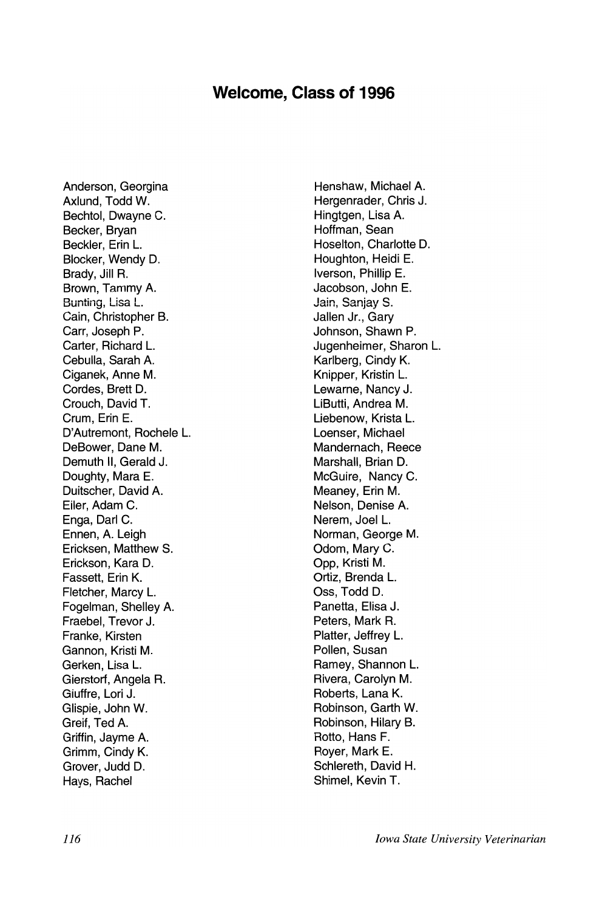# Welcome, Class of 1996

Anderson, Georgina
Axlund, Todd W.
Bechtol, Dwayne C.
Becker, Bryan
Beckler, Erin L.
Blocker, Wendy D.
Brady, Jill R.
Brown, Tammy A.
Bunting, Lisa L.
Cain, Christopher B.
Carr, Joseph P.
Carter, Richard L.
Cebulla, Sarah A.
Ciganek, Anne M.
Cordes, Brett D.
Crouch, David T.
Crum, Erin E.
D'Autremont, Rochele L.
DeBower, Dane M.
Demuth II, Gerald J.
Doughty, Mara E.
Duitscher, David A.
Eiler, Adam C.
Enga, Darl C.
Ennen, A. Leigh
Ericksen, Matthew S.
Erickson, Kara D.
Fassett, Erin K.
Fletcher, Marcy L.
Fogelman, Shelley A.
Fraebel, Trevor J.
Franke, Kirsten
Gannon, Kristi M.
Gerken, Lisa L.
Gierstorf, Angela R.
Giuffre, Lori J.
Glispie, John W.
Greif, Ted A.
Griffin, Jayme A.
Grimm, Cindy K.
Grover, Judd D.
Hays, Rachel
Henshaw, Michael A.
Hergenrader, Chris J.
Hingtgen, Lisa A.
Hoffman, Sean
Hoselton, Charlotte D.
Houghton, Heidi E.
Iverson, Phillip E.
Jacobson, John E.
Jain, Sanjay S.
Jallen Jr., Gary
Johnson, Shawn P.
Jugenheimer, Sharon L.
Karlberg, Cindy K.
Knipper, Kristin L.
Lewarne, Nancy J.
LiButti, Andrea M.
Liebenow, Krista L.
Loenser, Michael
Mandernach, Reece
Marshall, Brian D.
McGuire, Nancy C.
Meaney, Erin M.
Nelson, Denise A.
Nerem, Joel L.
Norman, George M.
Odom, Mary C.
Opp, Kristi M.
Ortiz, Brenda L.
Oss, Todd D.
Panetta, Elisa J.
Peters, Mark R.
Platter, Jeffrey L.
Pollen, Susan
Ramey, Shannon L.
Rivera, Carolyn M.
Roberts, Lana K.
Robinson, Garth W.
Robinson, Hilary B.
Rotto, Hans F.
Royer, Mark E.
Schlereth, David H.
Shimel, Kevin T.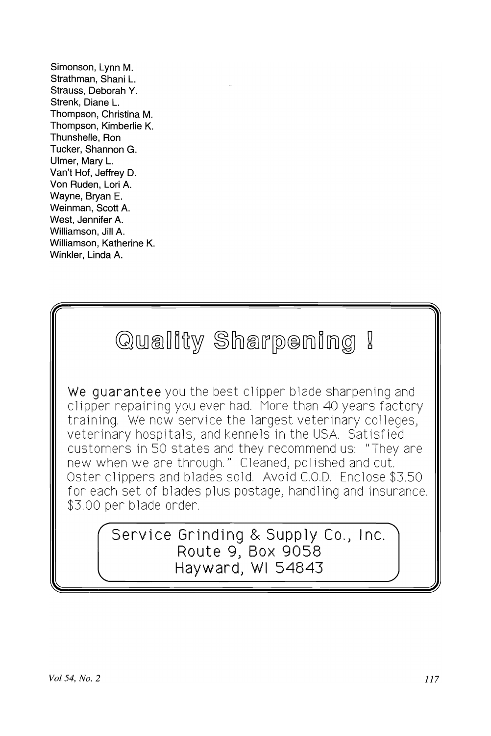Simonson, Lynn M.
Strathman, Shani L.
Strauss, Deborah Y.
Strenk, Diane L.
Thompson, Christina M.
Thompson, Kimberlie K.
Thunshelle, Ron
Tucker, Shannon G.
Ulmer, Mary L.
Van't Hof, Jeffrey D.
Von Ruden, Lori A.
Wayne, Bryan E.
Weinman, Scott A.
West, Jennifer A.
Williamson, Jill A.
Williamson, Katherine K.
Winkler, Linda A.

# Quality Sharpening !

**We guarantee** you the best clipper blade sharpening and clipper repairing you ever had. More than 40 years factory training. We now service the largest veterinary colleges, veterinary hospitals, and kennels in the USA. Satisfied customers in 50 states and they recommend us: "They are new when we are through." Cleaned, polished and cut. Oster clippers and blades sold. Avoid C.O.D. Enclose $3.50 for each set of blades plus postage, handling and insurance. $3.00 per blade order.

Service Grinding & Supply Co., Inc.
Route 9, Box 9058
Hayward, WI 54843